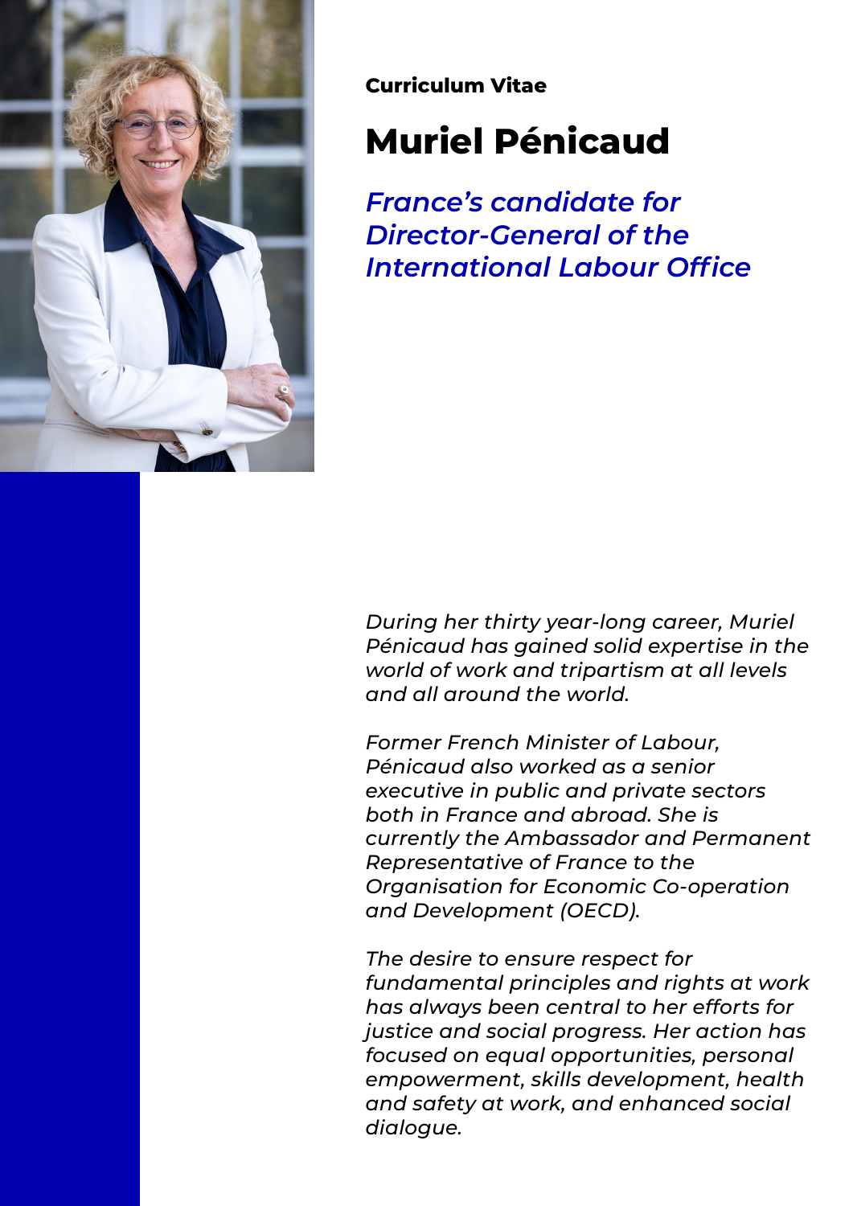**Curriculum Vitae**

# Muriel Pénicaud

## *France's candidate for Director-General of the International Labour Office*

*During her thirty year-long career, Muriel Pénicaud has gained solid expertise in the world of work and tripartism at all levels and all around the world.*

*Former French Minister of Labour, Pénicaud also worked as a senior executive in public and private sectors both in France and abroad. She is currently the Ambassador and Permanent Representative of France to the Organisation for Economic Co-operation and Development (OECD).*

*The desire to ensure respect for fundamental principles and rights at work has always been central to her efforts for justice and social progress. Her action has focused on equal opportunities, personal empowerment, skills development, health and safety at work, and enhanced social dialogue.*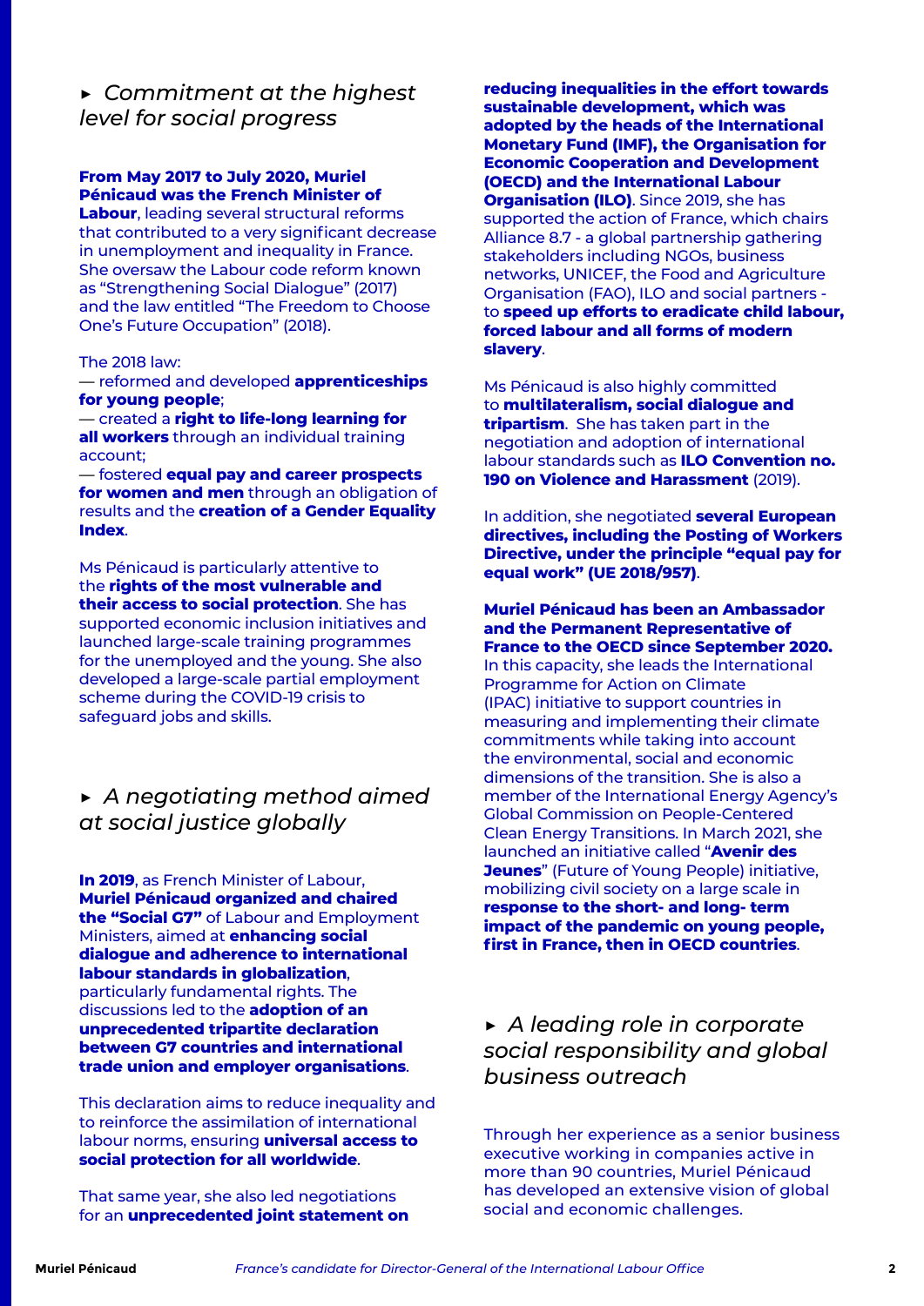## ▸ *Commitment at the highest level for social progress*

**From May 2017 to July 2020, Muriel Pénicaud was the French Minister of Labour**, leading several structural reforms that contributed to a very significant decrease in unemployment and inequality in France. She oversaw the Labour code reform known as "Strengthening Social Dialogue" (2017) and the law entitled "The Freedom to Choose One's Future Occupation" (2018).

The 2018 law:
— reformed and developed **apprenticeships for young people**;
— created a **right to life-long learning for all workers** through an individual training account;
— fostered **equal pay and career prospects for women and men** through an obligation of results and the **creation of a Gender Equality Index**.

Ms Pénicaud is particularly attentive to the **rights of the most vulnerable and their access to social protection**. She has supported economic inclusion initiatives and launched large-scale training programmes for the unemployed and the young. She also developed a large-scale partial employment scheme during the COVID-19 crisis to safeguard jobs and skills.

## ▸ *A negotiating method aimed at social justice globally*

**In 2019**, as French Minister of Labour, **Muriel Pénicaud organized and chaired the "Social G7"** of Labour and Employment Ministers, aimed at **enhancing social dialogue and adherence to international labour standards in globalization**, particularly fundamental rights. The discussions led to the **adoption of an unprecedented tripartite declaration between G7 countries and international trade union and employer organisations**.

This declaration aims to reduce inequality and to reinforce the assimilation of international labour norms, ensuring **universal access to social protection for all worldwide**.

That same year, she also led negotiations for an **unprecedented joint statement on reducing inequalities in the effort towards sustainable development, which was adopted by the heads of the International Monetary Fund (IMF), the Organisation for Economic Cooperation and Development (OECD) and the International Labour Organisation (ILO)**. Since 2019, she has supported the action of France, which chairs Alliance 8.7 - a global partnership gathering stakeholders including NGOs, business networks, UNICEF, the Food and Agriculture Organisation (FAO), ILO and social partners - to **speed up efforts to eradicate child labour, forced labour and all forms of modern slavery**.

Ms Pénicaud is also highly committed to **multilateralism, social dialogue and tripartism**. She has taken part in the negotiation and adoption of international labour standards such as **ILO Convention no. 190 on Violence and Harassment** (2019).

In addition, she negotiated **several European directives, including the Posting of Workers Directive, under the principle "equal pay for equal work" (UE 2018/957)**.

**Muriel Pénicaud has been an Ambassador and the Permanent Representative of France to the OECD since September 2020.** In this capacity, she leads the International Programme for Action on Climate (IPAC) initiative to support countries in measuring and implementing their climate commitments while taking into account the environmental, social and economic dimensions of the transition. She is also a member of the International Energy Agency's Global Commission on People-Centered Clean Energy Transitions. In March 2021, she launched an initiative called "**Avenir des Jeunes**" (Future of Young People) initiative, mobilizing civil society on a large scale in **response to the short- and long- term impact of the pandemic on young people, first in France, then in OECD countries**.

## ▸ *A leading role in corporate social responsibility and global business outreach*

Through her experience as a senior business executive working in companies active in more than 90 countries, Muriel Pénicaud has developed an extensive vision of global social and economic challenges.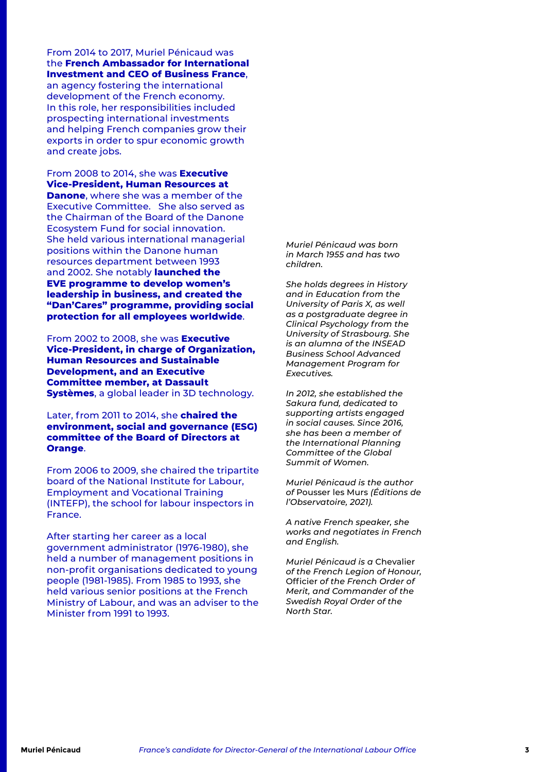From 2014 to 2017, Muriel Pénicaud was the **French Ambassador for International Investment and CEO of Business France**, an agency fostering the international development of the French economy. In this role, her responsibilities included prospecting international investments and helping French companies grow their exports in order to spur economic growth and create jobs.

From 2008 to 2014, she was **Executive Vice-President, Human Resources at Danone**, where she was a member of the Executive Committee. She also served as the Chairman of the Board of the Danone Ecosystem Fund for social innovation. She held various international managerial positions within the Danone human resources department between 1993 and 2002. She notably **launched the EVE programme to develop women's leadership in business, and created the "Dan'Cares" programme, providing social protection for all employees worldwide**.

From 2002 to 2008, she was **Executive Vice-President, in charge of Organization, Human Resources and Sustainable Development, and an Executive Committee member, at Dassault Systèmes**, a global leader in 3D technology.

Later, from 2011 to 2014, she **chaired the environment, social and governance (ESG) committee of the Board of Directors at Orange**.

From 2006 to 2009, she chaired the tripartite board of the National Institute for Labour, Employment and Vocational Training (INTEFP), the school for labour inspectors in France.

After starting her career as a local government administrator (1976-1980), she held a number of management positions in non-profit organisations dedicated to young people (1981-1985). From 1985 to 1993, she held various senior positions at the French Ministry of Labour, and was an adviser to the Minister from 1991 to 1993.

*Muriel Pénicaud was born in March 1955 and has two children.*

*She holds degrees in History and in Education from the University of Paris X, as well as a postgraduate degree in Clinical Psychology from the University of Strasbourg. She is an alumna of the INSEAD Business School Advanced Management Program for Executives.*

*In 2012, she established the Sakura fund, dedicated to supporting artists engaged in social causes. Since 2016, she has been a member of the International Planning Committee of the Global Summit of Women.*

*Muriel Pénicaud is the author of* Pousser les Murs *(Éditions de l'Observatoire, 2021).*

*A native French speaker, she works and negotiates in French and English.*

*Muriel Pénicaud is a* Chevalier *of the French Legion of Honour,* Officier *of the French Order of Merit, and Commander of the Swedish Royal Order of the North Star.*